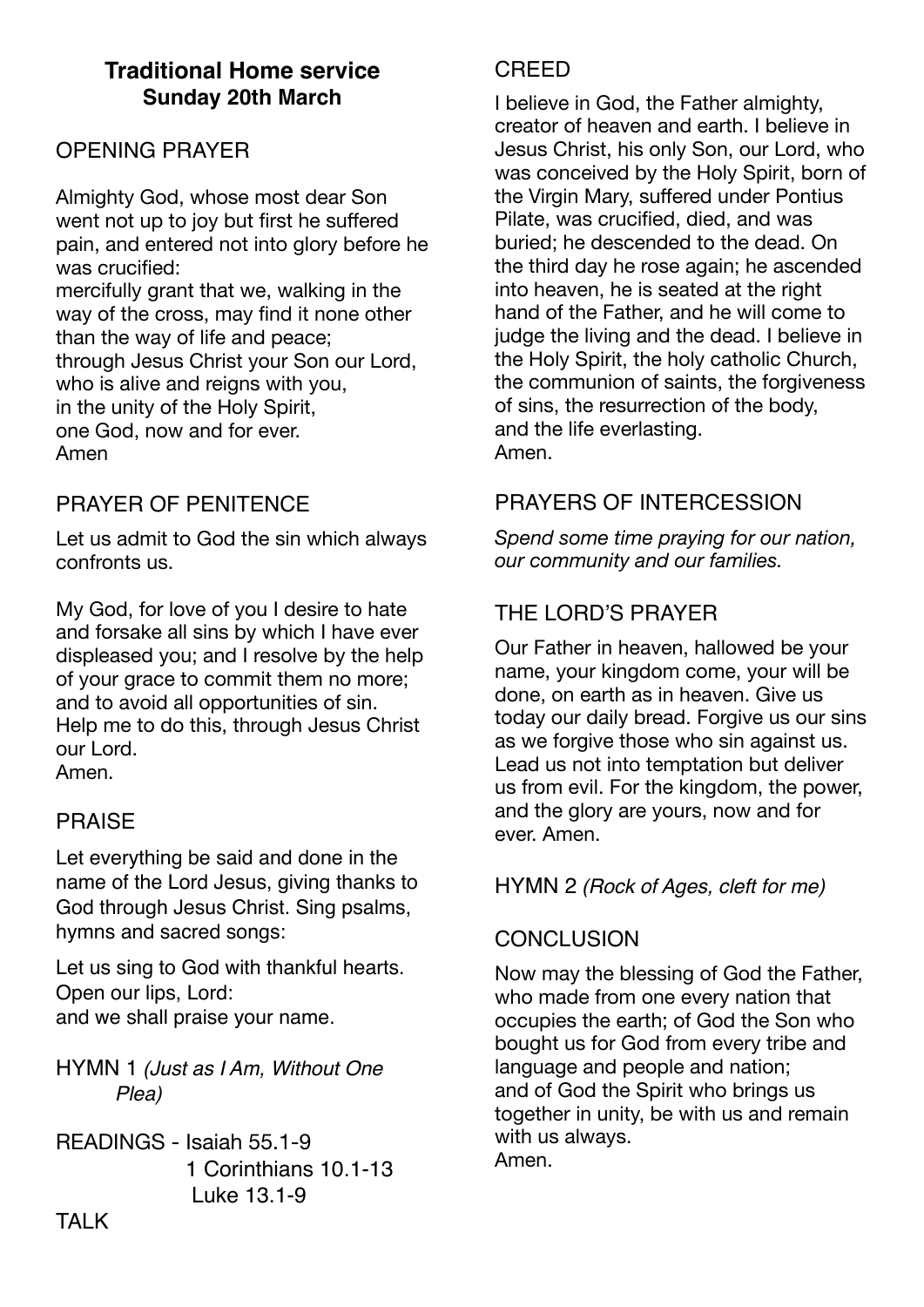# Traditional Home service
## Sunday 20th March

### OPENING PRAYER

Almighty God, whose most dear Son went not up to joy but first he suffered pain, and entered not into glory before he was crucified:
mercifully grant that we, walking in the way of the cross, may find it none other than the way of life and peace;
through Jesus Christ your Son our Lord,
who is alive and reigns with you,
in the unity of the Holy Spirit,
one God, now and for ever.
Amen

### PRAYER OF PENITENCE

Let us admit to God the sin which always confronts us.

My God, for love of you I desire to hate and forsake all sins by which I have ever displeased you; and I resolve by the help of your grace to commit them no more; and to avoid all opportunities of sin. Help me to do this, through Jesus Christ our Lord.
Amen.

### PRAISE

Let everything be said and done in the name of the Lord Jesus, giving thanks to God through Jesus Christ. Sing psalms, hymns and sacred songs:

Let us sing to God with thankful hearts.
Open our lips, Lord:
and we shall praise your name.

HYMN 1 *(Just as I Am, Without One Plea)*

READINGS - Isaiah 55.1-9
1 Corinthians 10.1-13
Luke 13.1-9

TALK

### CREED

I believe in God, the Father almighty, creator of heaven and earth. I believe in Jesus Christ, his only Son, our Lord, who was conceived by the Holy Spirit, born of the Virgin Mary, suffered under Pontius Pilate, was crucified, died, and was buried; he descended to the dead. On the third day he rose again; he ascended into heaven, he is seated at the right hand of the Father, and he will come to judge the living and the dead. I believe in the Holy Spirit, the holy catholic Church, the communion of saints, the forgiveness of sins, the resurrection of the body, and the life everlasting.
Amen.

### PRAYERS OF INTERCESSION

*Spend some time praying for our nation, our community and our families.*

### THE LORD'S PRAYER

Our Father in heaven, hallowed be your name, your kingdom come, your will be done, on earth as in heaven. Give us today our daily bread. Forgive us our sins as we forgive those who sin against us. Lead us not into temptation but deliver us from evil. For the kingdom, the power, and the glory are yours, now and for ever. Amen.

HYMN 2 *(Rock of Ages, cleft for me)*

### CONCLUSION

Now may the blessing of God the Father, who made from one every nation that occupies the earth; of God the Son who bought us for God from every tribe and language and people and nation;
and of God the Spirit who brings us together in unity, be with us and remain with us always.
Amen.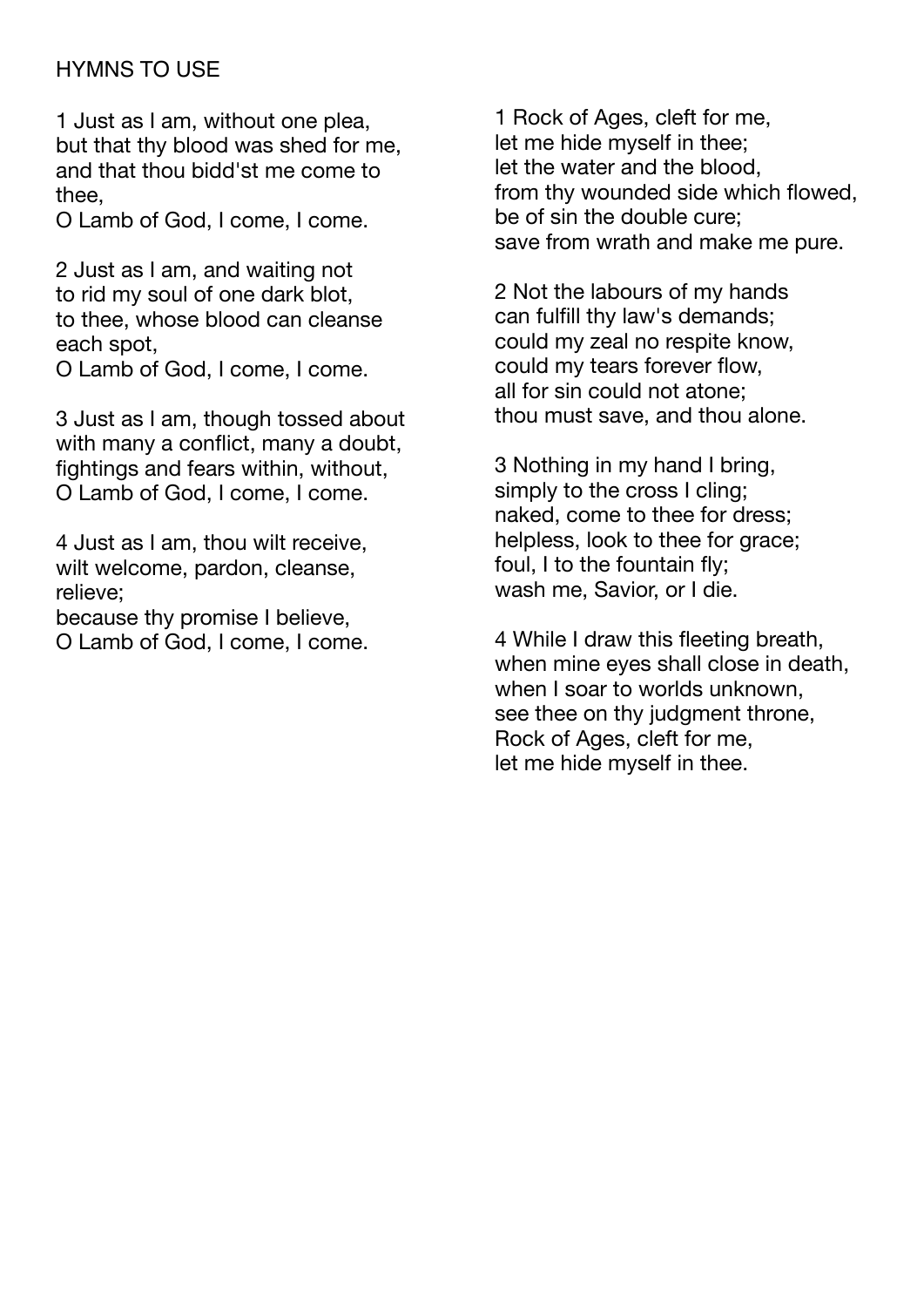# HYMNS TO USE

1 Just as I am, without one plea,
but that thy blood was shed for me,
and that thou bidd'st me come to thee,
O Lamb of God, I come, I come.

2 Just as I am, and waiting not
to rid my soul of one dark blot,
to thee, whose blood can cleanse each spot,
O Lamb of God, I come, I come.

3 Just as I am, though tossed about
with many a conflict, many a doubt,
fightings and fears within, without,
O Lamb of God, I come, I come.

4 Just as I am, thou wilt receive,
wilt welcome, pardon, cleanse, relieve;
because thy promise I believe,
O Lamb of God, I come, I come.

1 Rock of Ages, cleft for me,
let me hide myself in thee;
let the water and the blood,
from thy wounded side which flowed,
be of sin the double cure;
save from wrath and make me pure.

2 Not the labours of my hands
can fulfill thy law's demands;
could my zeal no respite know,
could my tears forever flow,
all for sin could not atone;
thou must save, and thou alone.

3 Nothing in my hand I bring,
simply to the cross I cling;
naked, come to thee for dress;
helpless, look to thee for grace;
foul, I to the fountain fly;
wash me, Savior, or I die.

4 While I draw this fleeting breath,
when mine eyes shall close in death,
when I soar to worlds unknown,
see thee on thy judgment throne,
Rock of Ages, cleft for me,
let me hide myself in thee.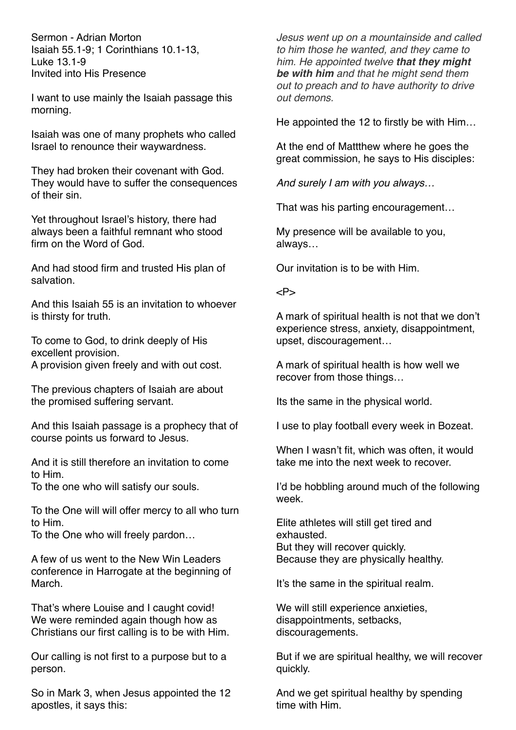Sermon - Adrian Morton
Isaiah 55.1-9; 1 Corinthians 10.1-13,
Luke 13.1-9
Invited into His Presence

I want to use mainly the Isaiah passage this morning.

Isaiah was one of many prophets who called Israel to renounce their waywardness.

They had broken their covenant with God. They would have to suffer the consequences of their sin.

Yet throughout Israel's history, there had always been a faithful remnant who stood firm on the Word of God.

And had stood firm and trusted His plan of salvation.

And this Isaiah 55 is an invitation to whoever is thirsty for truth.

To come to God, to drink deeply of His excellent provision.
A provision given freely and with out cost.

The previous chapters of Isaiah are about the promised suffering servant.

And this Isaiah passage is a prophecy that of course points us forward to Jesus.

And it is still therefore an invitation to come to Him.
To the one who will satisfy our souls.

To the One will will offer mercy to all who turn to Him.
To the One who will freely pardon…

A few of us went to the New Win Leaders conference in Harrogate at the beginning of March.

That's where Louise and I caught covid!
We were reminded again though how as Christians our first calling is to be with Him.

Our calling is not first to a purpose but to a person.

So in Mark 3, when Jesus appointed the 12 apostles, it says this:

*Jesus went up on a mountainside and called to him those he wanted, and they came to him. He appointed twelve **that they might be with him** and that he might send them out to preach and to have authority to drive out demons.*

He appointed the 12 to firstly be with Him…

At the end of Mattthew where he goes the great commission, he says to His disciples:

*And surely I am with you always…*

That was his parting encouragement…

My presence will be available to you, always…

Our invitation is to be with Him.

<P>

A mark of spiritual health is not that we don't experience stress, anxiety, disappointment, upset, discouragement…

A mark of spiritual health is how well we recover from those things…

Its the same in the physical world.

I use to play football every week in Bozeat.

When I wasn't fit, which was often, it would take me into the next week to recover.

I'd be hobbling around much of the following week.

Elite athletes will still get tired and exhausted.
But they will recover quickly.
Because they are physically healthy.

It's the same in the spiritual realm.

We will still experience anxieties, disappointments, setbacks, discouragements.

But if we are spiritual healthy, we will recover quickly.

And we get spiritual healthy by spending time with Him.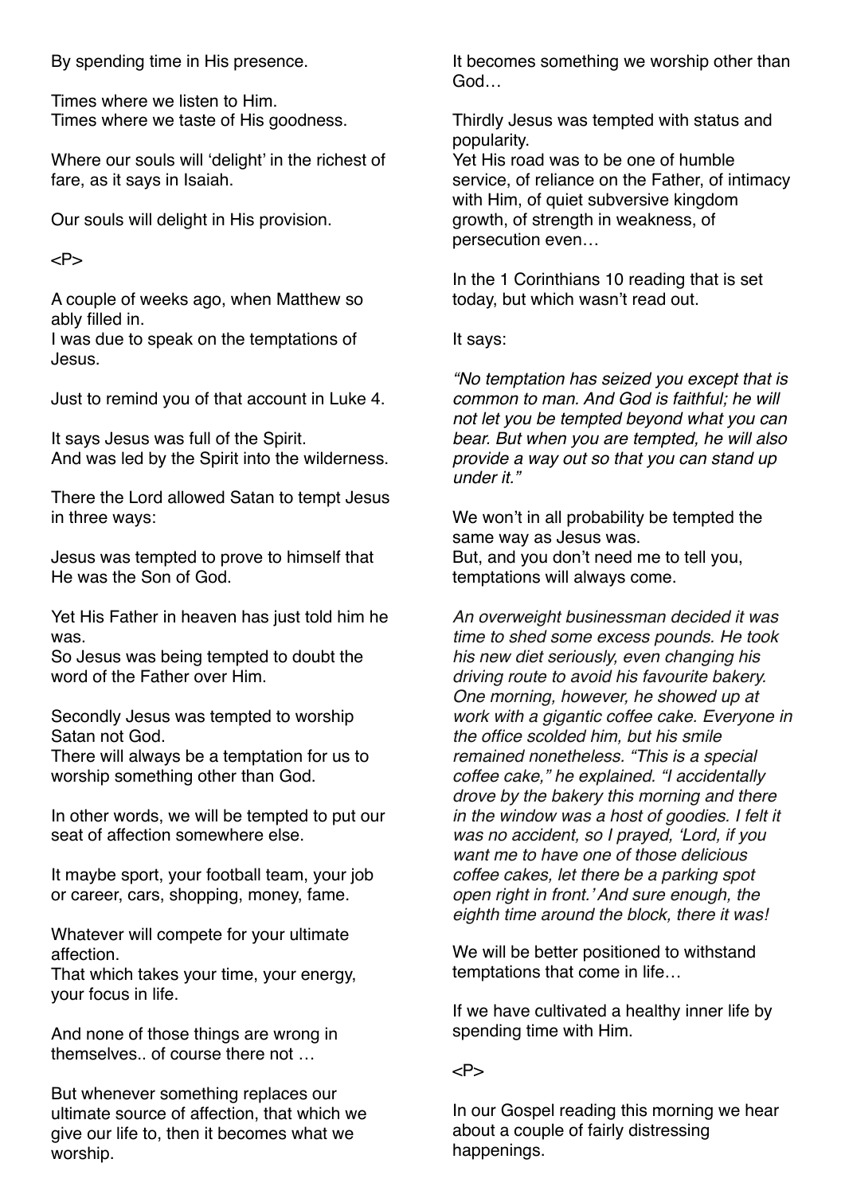By spending time in His presence.

Times where we listen to Him.
Times where we taste of His goodness.

Where our souls will 'delight' in the richest of fare, as it says in Isaiah.

Our souls will delight in His provision.

<P>

A couple of weeks ago, when Matthew so ably filled in.
I was due to speak on the temptations of Jesus.

Just to remind you of that account in Luke 4.

It says Jesus was full of the Spirit.
And was led by the Spirit into the wilderness.

There the Lord allowed Satan to tempt Jesus in three ways:

Jesus was tempted to prove to himself that He was the Son of God.

Yet His Father in heaven has just told him he was.
So Jesus was being tempted to doubt the word of the Father over Him.

Secondly Jesus was tempted to worship Satan not God.
There will always be a temptation for us to worship something other than God.

In other words, we will be tempted to put our seat of affection somewhere else.

It maybe sport, your football team, your job or career, cars, shopping, money, fame.

Whatever will compete for your ultimate affection.
That which takes your time, your energy, your focus in life.

And none of those things are wrong in themselves.. of course there not …

But whenever something replaces our ultimate source of affection, that which we give our life to, then it becomes what we worship.

It becomes something we worship other than God…

Thirdly Jesus was tempted with status and popularity.
Yet His road was to be one of humble service, of reliance on the Father, of intimacy with Him, of quiet subversive kingdom growth, of strength in weakness, of persecution even…

In the 1 Corinthians 10 reading that is set today, but which wasn't read out.

It says:

*"No temptation has seized you except that is common to man. And God is faithful; he will not let you be tempted beyond what you can bear. But when you are tempted, he will also provide a way out so that you can stand up under it."*

We won't in all probability be tempted the same way as Jesus was.
But, and you don't need me to tell you, temptations will always come.

*An overweight businessman decided it was time to shed some excess pounds. He took his new diet seriously, even changing his driving route to avoid his favourite bakery. One morning, however, he showed up at work with a gigantic coffee cake. Everyone in the office scolded him, but his smile remained nonetheless. "This is a special coffee cake," he explained. "I accidentally drove by the bakery this morning and there in the window was a host of goodies. I felt it was no accident, so I prayed, 'Lord, if you want me to have one of those delicious coffee cakes, let there be a parking spot open right in front.' And sure enough, the eighth time around the block, there it was!*

We will be better positioned to withstand temptations that come in life…

If we have cultivated a healthy inner life by spending time with Him.

<P>

In our Gospel reading this morning we hear about a couple of fairly distressing happenings.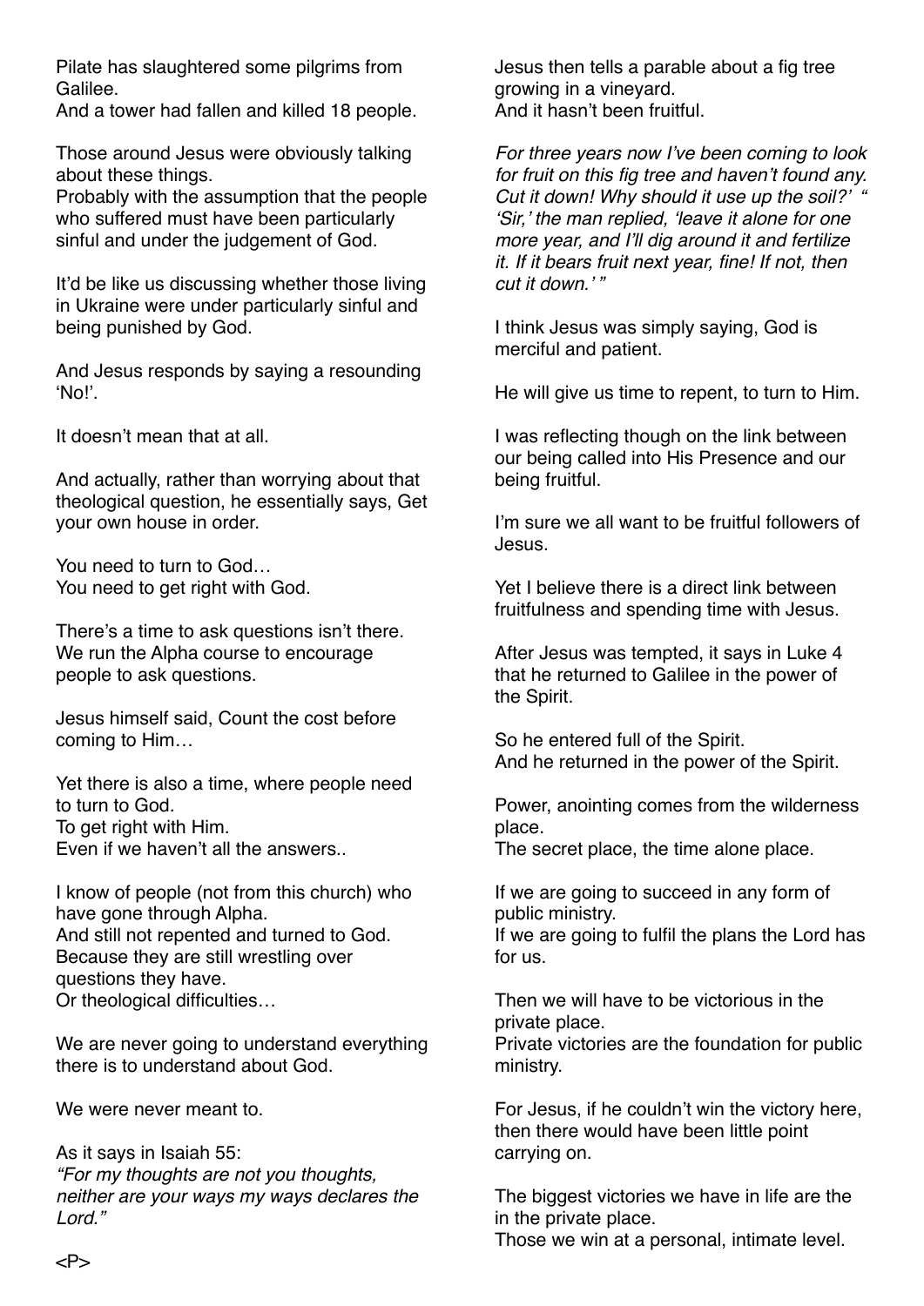Pilate has slaughtered some pilgrims from Galilee.
And a tower had fallen and killed 18 people.

Those around Jesus were obviously talking about these things.
Probably with the assumption that the people who suffered must have been particularly sinful and under the judgement of God.

It'd be like us discussing whether those living in Ukraine were under particularly sinful and being punished by God.

And Jesus responds by saying a resounding 'No!'.

It doesn't mean that at all.

And actually, rather than worrying about that theological question, he essentially says, Get your own house in order.

You need to turn to God…
You need to get right with God.

There's a time to ask questions isn't there.
We run the Alpha course to encourage people to ask questions.

Jesus himself said, Count the cost before coming to Him…

Yet there is also a time, where people need to turn to God.
To get right with Him.
Even if we haven't all the answers..

I know of people (not from this church) who have gone through Alpha.
And still not repented and turned to God.
Because they are still wrestling over questions they have.
Or theological difficulties…

We are never going to understand everything there is to understand about God.

We were never meant to.

As it says in Isaiah 55:
*"For my thoughts are not you thoughts, neither are your ways my ways declares the Lord."*

<P>

Jesus then tells a parable about a fig tree growing in a vineyard.
And it hasn't been fruitful.

*For three years now I've been coming to look for fruit on this fig tree and haven't found any. Cut it down! Why should it use up the soil?' " 'Sir,' the man replied, 'leave it alone for one more year, and I'll dig around it and fertilize it. If it bears fruit next year, fine! If not, then cut it down.' "*

I think Jesus was simply saying, God is merciful and patient.

He will give us time to repent, to turn to Him.

I was reflecting though on the link between our being called into His Presence and our being fruitful.

I'm sure we all want to be fruitful followers of Jesus.

Yet I believe there is a direct link between fruitfulness and spending time with Jesus.

After Jesus was tempted, it says in Luke 4 that he returned to Galilee in the power of the Spirit.

So he entered full of the Spirit.
And he returned in the power of the Spirit.

Power, anointing comes from the wilderness place.
The secret place, the time alone place.

If we are going to succeed in any form of public ministry.
If we are going to fulfil the plans the Lord has for us.

Then we will have to be victorious in the private place.
Private victories are the foundation for public ministry.

For Jesus, if he couldn't win the victory here, then there would have been little point carrying on.

The biggest victories we have in life are the in the private place.
Those we win at a personal, intimate level.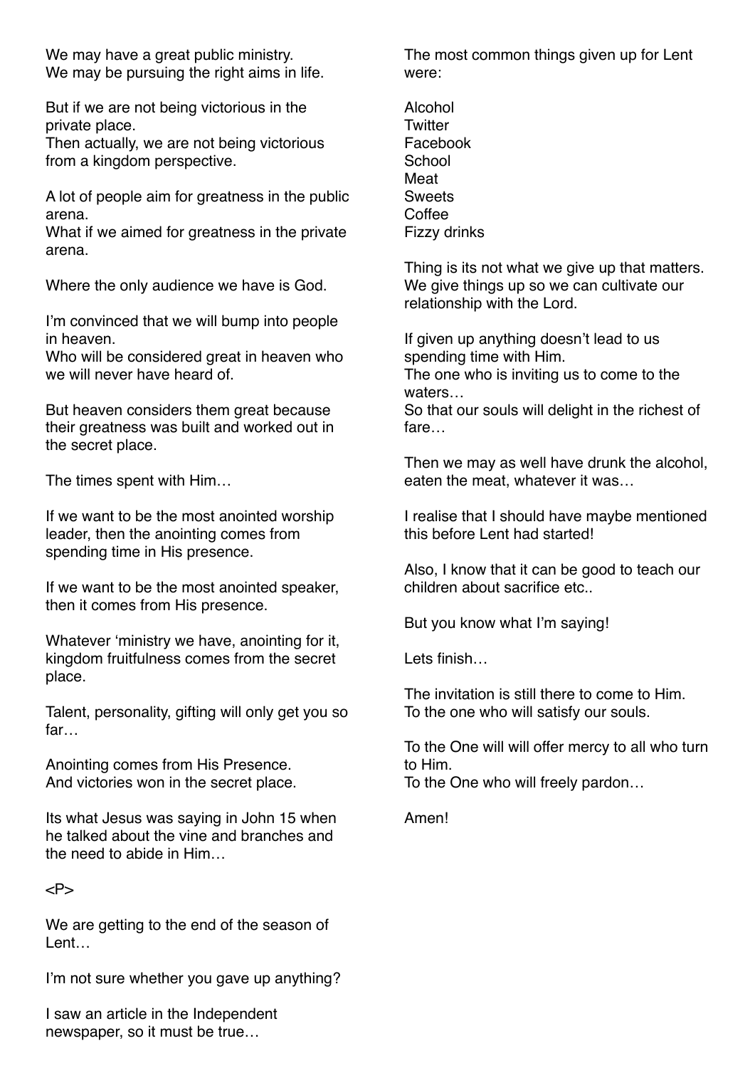We may have a great public ministry.
We may be pursuing the right aims in life.

But if we are not being victorious in the private place.
Then actually, we are not being victorious from a kingdom perspective.

A lot of people aim for greatness in the public arena.
What if we aimed for greatness in the private arena.

Where the only audience we have is God.

I'm convinced that we will bump into people in heaven.
Who will be considered great in heaven who we will never have heard of.

But heaven considers them great because their greatness was built and worked out in the secret place.

The times spent with Him…

If we want to be the most anointed worship leader, then the anointing comes from spending time in His presence.

If we want to be the most anointed speaker, then it comes from His presence.

Whatever 'ministry we have, anointing for it, kingdom fruitfulness comes from the secret place.

Talent, personality, gifting will only get you so far…

Anointing comes from His Presence.
And victories won in the secret place.

Its what Jesus was saying in John 15 when he talked about the vine and branches and the need to abide in Him…

<P>

We are getting to the end of the season of Lent…

I'm not sure whether you gave up anything?

I saw an article in the Independent newspaper, so it must be true…

The most common things given up for Lent were:

Alcohol
Twitter
Facebook
School
Meat
Sweets
Coffee
Fizzy drinks

Thing is its not what we give up that matters.
We give things up so we can cultivate our relationship with the Lord.

If given up anything doesn't lead to us spending time with Him.
The one who is inviting us to come to the waters…
So that our souls will delight in the richest of fare…

Then we may as well have drunk the alcohol, eaten the meat, whatever it was…

I realise that I should have maybe mentioned this before Lent had started!

Also, I know that it can be good to teach our children about sacrifice etc..

But you know what I'm saying!

Lets finish…

The invitation is still there to come to Him.
To the one who will satisfy our souls.

To the One will will offer mercy to all who turn to Him.
To the One who will freely pardon…

Amen!